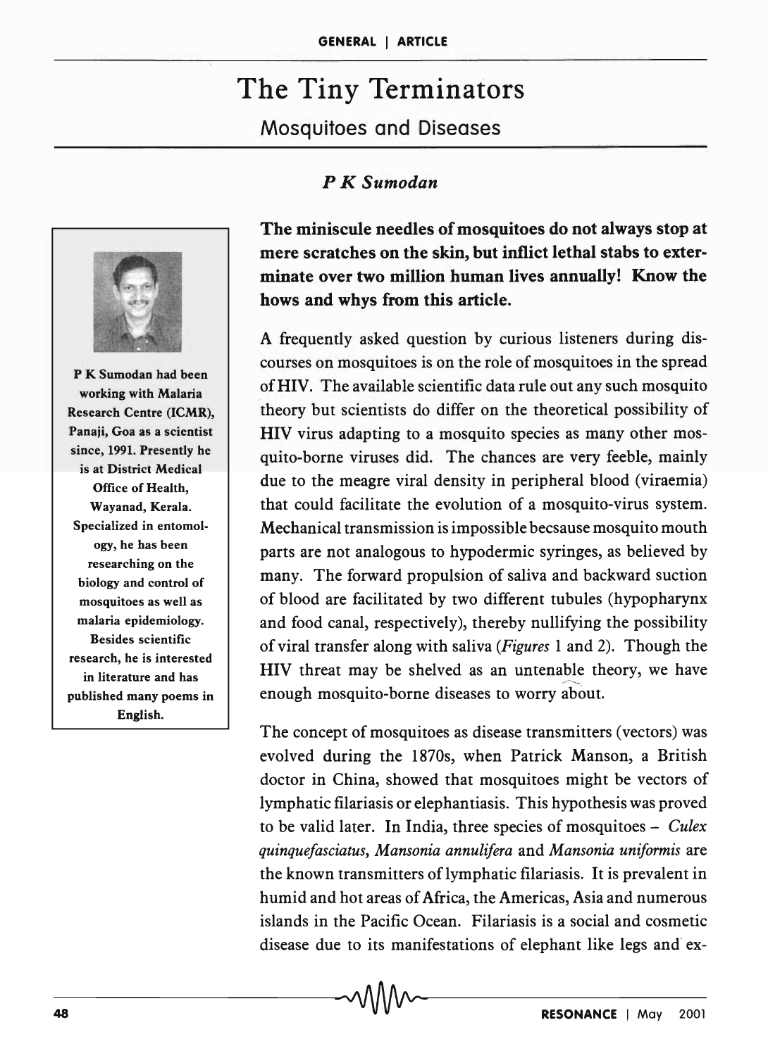# The Tiny Terminators

## Mosquitoes and Diseases

*P K Sumodan*

P K Sumodan had been working with Malaria Research Centre (ICMR), Panaji, Goa as a scientist since, 1991. Presently he is at District Medical Office of Health, Wayanad, Kerala. Specialized in entomology, he has been researching on the biology and control of mosquitoes as well as malaria epidemiology. Besides scientific research, he is interested in literature and has published many poems in English.

**The miniscule needles of mosquitoes do not always stop at mere scratches on the skin, but inflict lethal stabs to exterminate over two million human lives annually! Know the hows and whys from this article.**

A frequently asked question by curious listeners during discourses on mosquitoes is on the role of mosquitoes in the spread of HIV. The available scientific data rule out any such mosquito theory but scientists do differ on the theoretical possibility of HIV virus adapting to a mosquito species as many other mosquito-borne viruses did. The chances are very feeble, mainly due to the meagre viral density in peripheral blood (viraemia) that could facilitate the evolution of a mosquito-virus system. Mechanical transmission is impossible becsause mosquito mouth parts are not analogous to hypodermic syringes, as believed by many. The forward propulsion of saliva and backward suction of blood are facilitated by two different tubules (hypopharynx and food canal, respectively), thereby nullifying the possibility of viral transfer along with saliva (*Figures* 1 and 2). Though the HIV threat may be shelved as an untenable theory, we have enough mosquito-borne diseases to worry about.

The concept of mosquitoes as disease transmitters (vectors) was evolved during the 1870s, when Patrick Manson, a British doctor in China, showed that mosquitoes might be vectors of lymphatic filariasis or elephantiasis. This hypothesis was proved to be valid later. In India, three species of mosquitoes – *Culex quinquefasciatus, Mansonia annulifera* and *Mansonia uniformis* are the known transmitters of lymphatic filariasis. It is prevalent in humid and hot areas of Africa, the Americas, Asia and numerous islands in the Pacific Ocean. Filariasis is a social and cosmetic disease due to its manifestations of elephant like legs and ex-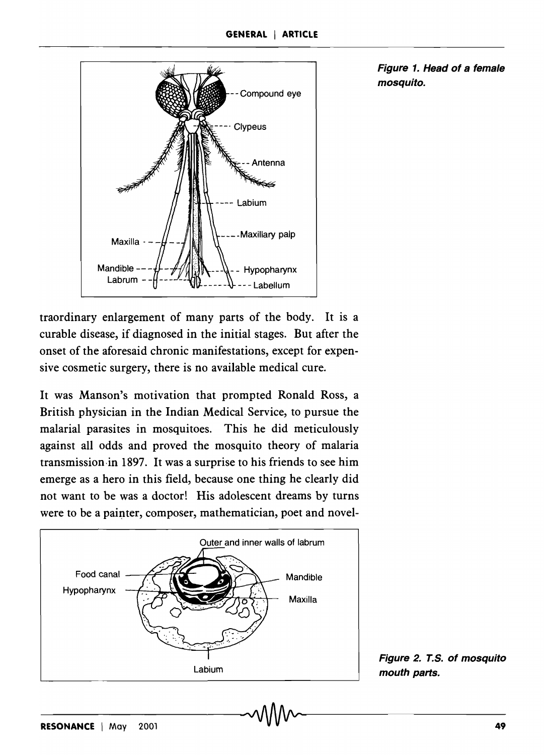Figure 1. Head of a female mosquito.

traordinary enlargement of many parts of the body. It is a curable disease, if diagnosed in the initial stages. But after the onset of the aforesaid chronic manifestations, except for expensive cosmetic surgery, there is no available medical cure.

It was Manson's motivation that prompted Ronald Ross, a British physician in the Indian Medical Service, to pursue the malarial parasites in mosquitoes. This he did meticulously against all odds and proved the mosquito theory of malaria transmission in 1897. It was a surprise to his friends to see him emerge as a hero in this field, because one thing he clearly did not want to be was a doctor! His adolescent dreams by turns were to be a painter, composer, mathematician, poet and novel-

Figure 2. T.S. of mosquito mouth parts.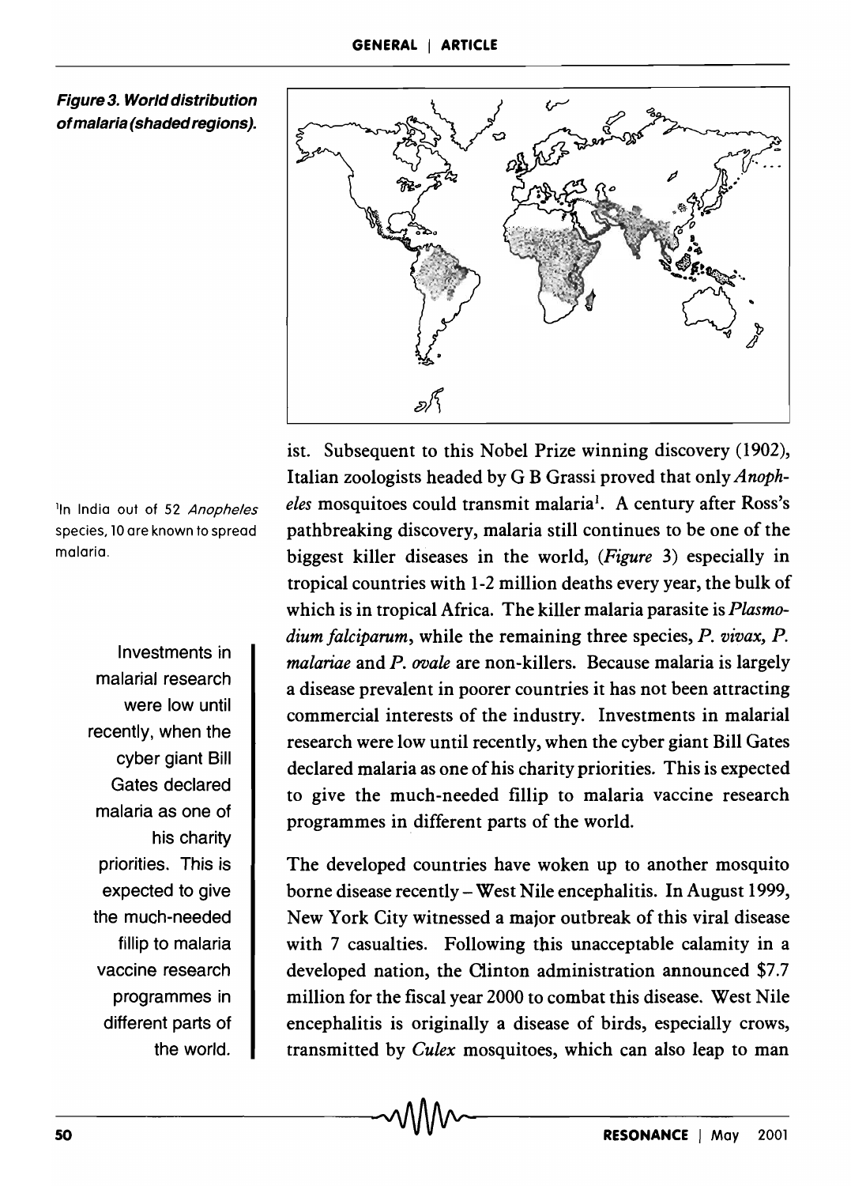**Figure 3. World distribution of malaria (shaded regions).**

ist. Subsequent to this Nobel Prize winning discovery (1902), Italian zoologists headed by G B Grassi proved that only *Anopheles* mosquitoes could transmit malaria[1]. A century after Ross's pathbreaking discovery, malaria still continues to be one of the biggest killer diseases in the world, (*Figure* 3) especially in tropical countries with 1-2 million deaths every year, the bulk of which is in tropical Africa. The killer malaria parasite is *Plasmodium falciparum*, while the remaining three species, *P. vivax*, *P. malariae* and *P. ovale* are non-killers. Because malaria is largely a disease prevalent in poorer countries it has not been attracting commercial interests of the industry. Investments in malarial research were low until recently, when the cyber giant Bill Gates declared malaria as one of his charity priorities. This is expected to give the much-needed fillip to malaria vaccine research programmes in different parts of the world.

[1] In India out of 52 *Anopheles* species, 10 are known to spread malaria.

> Investments in malarial research were low until recently, when the cyber giant Bill Gates declared malaria as one of his charity priorities. This is expected to give the much-needed fillip to malaria vaccine research programmes in different parts of the world.

The developed countries have woken up to another mosquito borne disease recently – West Nile encephalitis. In August 1999, New York City witnessed a major outbreak of this viral disease with 7 casualties. Following this unacceptable calamity in a developed nation, the Clinton administration announced $7.7 million for the fiscal year 2000 to combat this disease. West Nile encephalitis is originally a disease of birds, especially crows, transmitted by *Culex* mosquitoes, which can also leap to man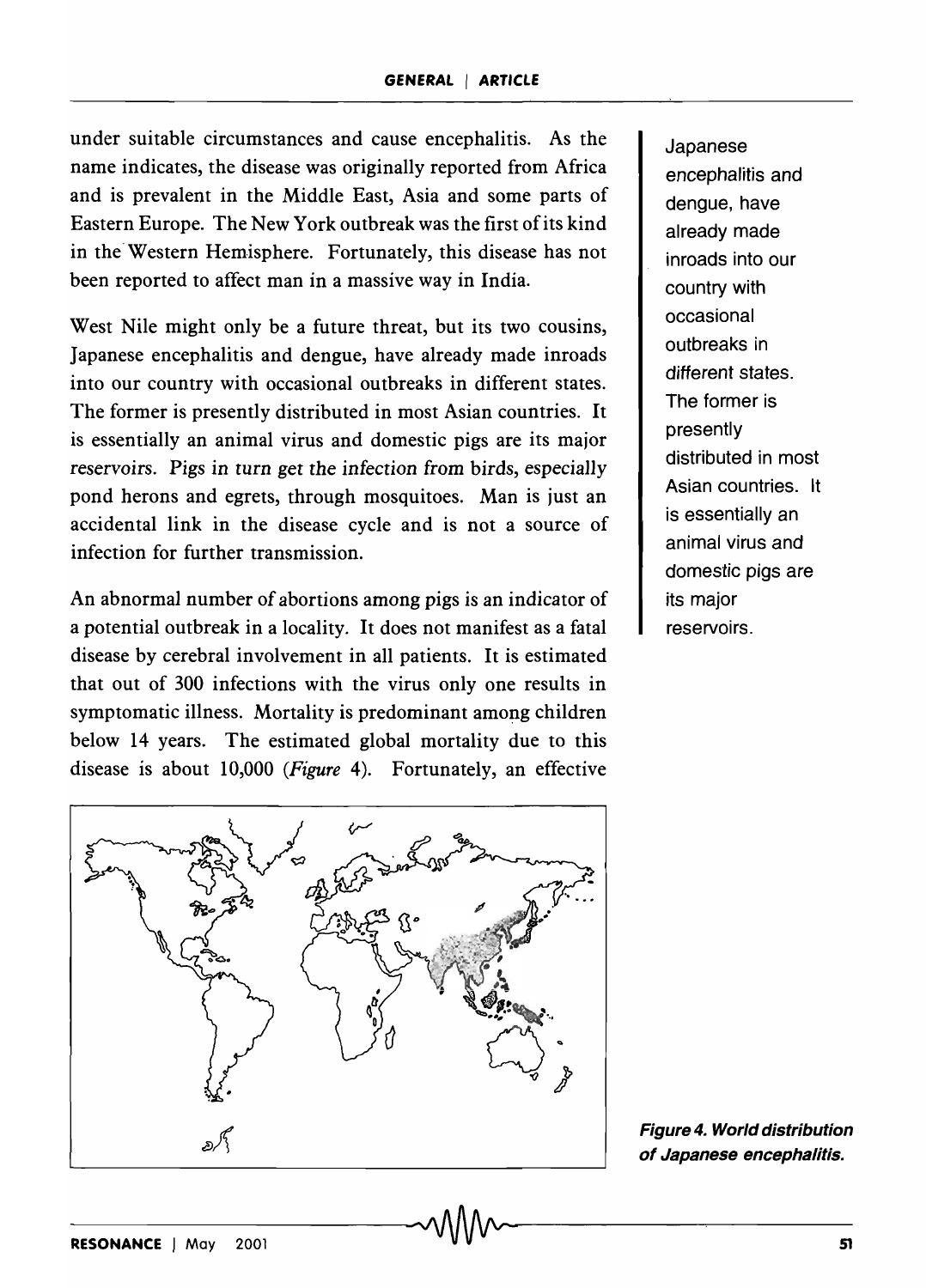under suitable circumstances and cause encephalitis. As the name indicates, the disease was originally reported from Africa and is prevalent in the Middle East, Asia and some parts of Eastern Europe. The New York outbreak was the first of its kind in the Western Hemisphere. Fortunately, this disease has not been reported to affect man in a massive way in India.

West Nile might only be a future threat, but its two cousins, Japanese encephalitis and dengue, have already made inroads into our country with occasional outbreaks in different states. The former is presently distributed in most Asian countries. It is essentially an animal virus and domestic pigs are its major reservoirs. Pigs in turn get the infection from birds, especially pond herons and egrets, through mosquitoes. Man is just an accidental link in the disease cycle and is not a source of infection for further transmission.

> Japanese encephalitis and dengue, have already made inroads into our country with occasional outbreaks in different states. The former is presently distributed in most Asian countries. It is essentially an animal virus and domestic pigs are its major reservoirs.

An abnormal number of abortions among pigs is an indicator of a potential outbreak in a locality. It does not manifest as a fatal disease by cerebral involvement in all patients. It is estimated that out of 300 infections with the virus only one results in symptomatic illness. Mortality is predominant among children below 14 years. The estimated global mortality due to this disease is about 10,000 (*Figure* 4). Fortunately, an effective

***Figure 4. World distribution of Japanese encephalitis.***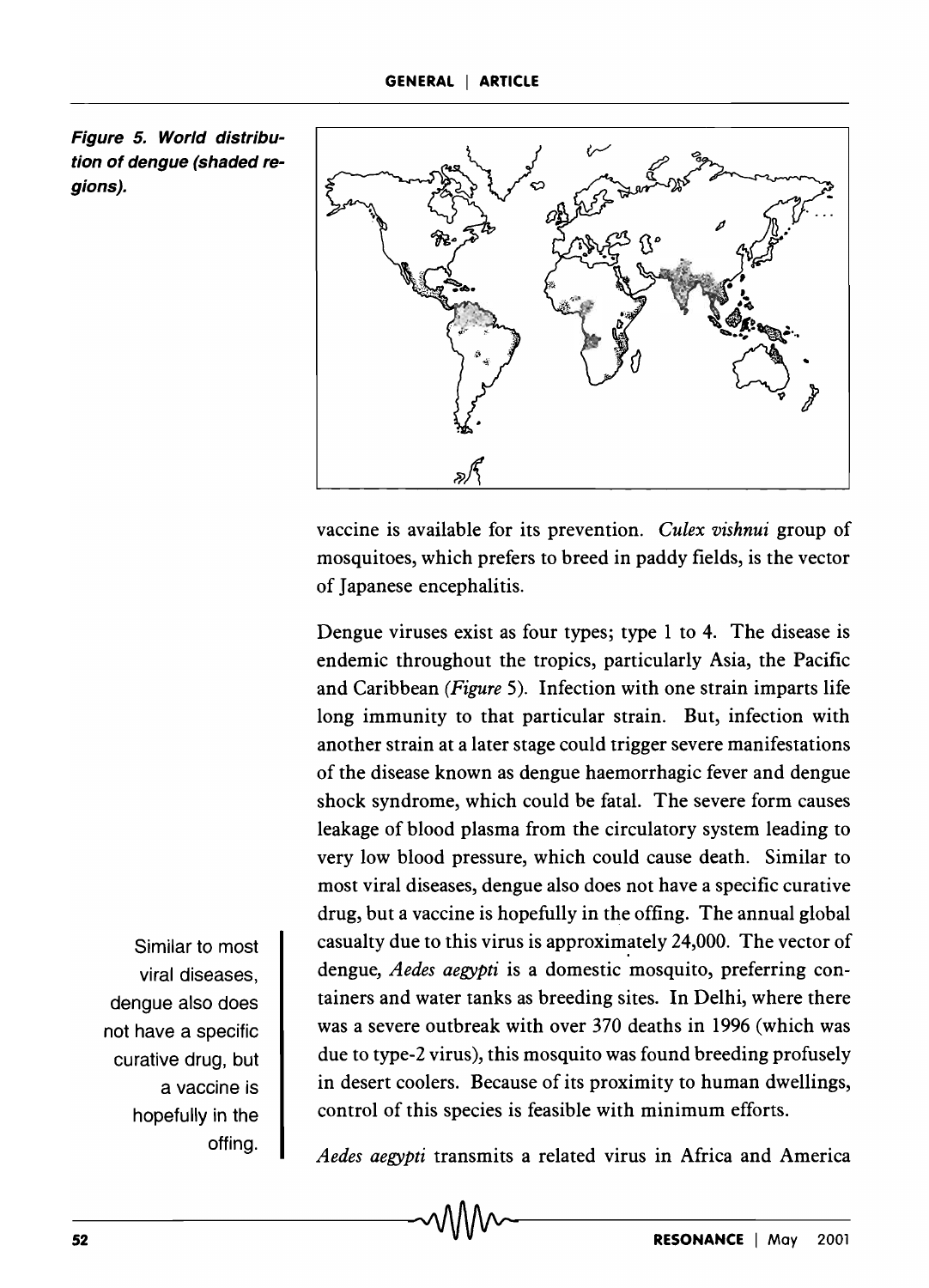Figure 5. World distribution of dengue (shaded regions).

vaccine is available for its prevention. *Culex vishnui* group of mosquitoes, which prefers to breed in paddy fields, is the vector of Japanese encephalitis.

Dengue viruses exist as four types; type 1 to 4. The disease is endemic throughout the tropics, particularly Asia, the Pacific and Caribbean (*Figure* 5). Infection with one strain imparts life long immunity to that particular strain. But, infection with another strain at a later stage could trigger severe manifestations of the disease known as dengue haemorrhagic fever and dengue shock syndrome, which could be fatal. The severe form causes leakage of blood plasma from the circulatory system leading to very low blood pressure, which could cause death. Similar to most viral diseases, dengue also does not have a specific curative drug, but a vaccine is hopefully in the offing. The annual global casualty due to this virus is approximately 24,000. The vector of dengue, *Aedes aegypti* is a domestic mosquito, preferring containers and water tanks as breeding sites. In Delhi, where there was a severe outbreak with over 370 deaths in 1996 (which was due to type-2 virus), this mosquito was found breeding profusely in desert coolers. Because of its proximity to human dwellings, control of this species is feasible with minimum efforts.

> Similar to most viral diseases, dengue also does not have a specific curative drug, but a vaccine is hopefully in the offing.

*Aedes aegypti* transmits a related virus in Africa and America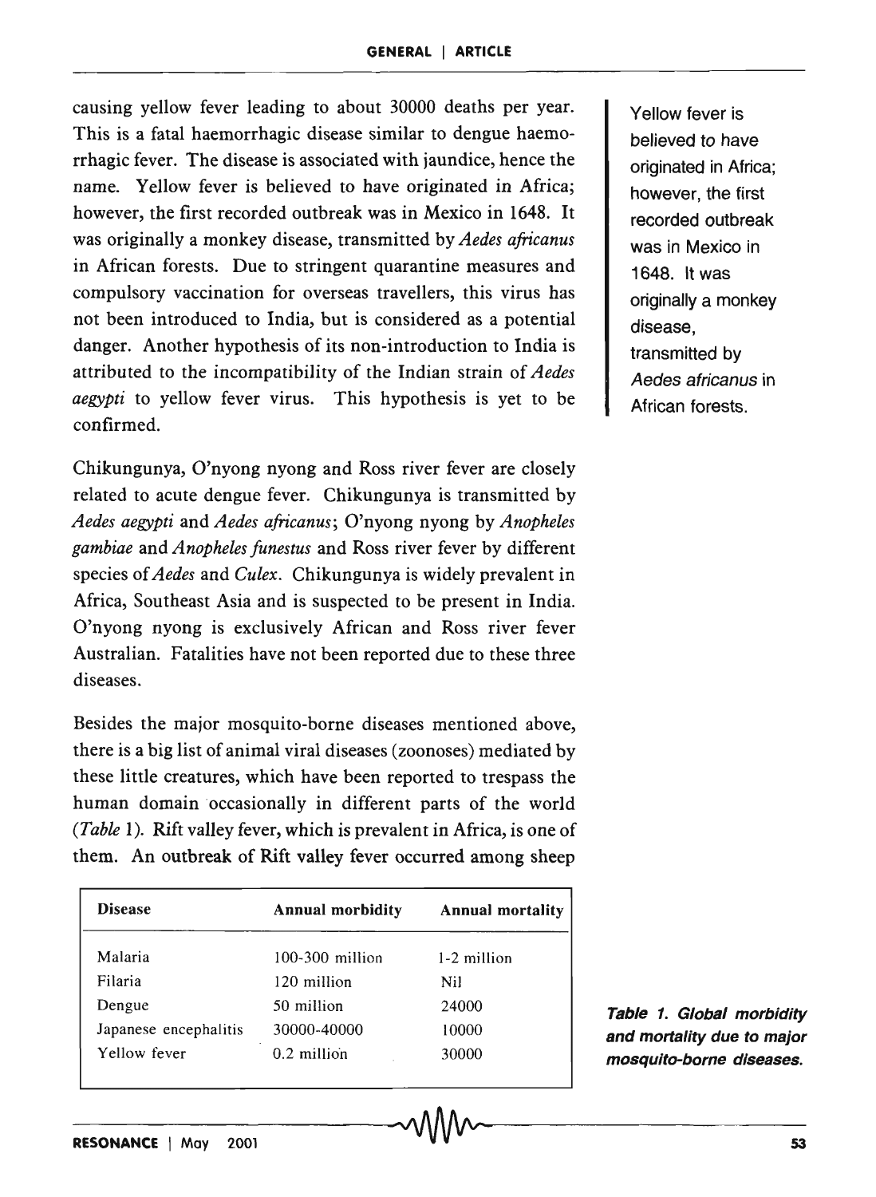causing yellow fever leading to about 30000 deaths per year. This is a fatal haemorrhagic disease similar to dengue haemorrhagic fever. The disease is associated with jaundice, hence the name. Yellow fever is believed to have originated in Africa; however, the first recorded outbreak was in Mexico in 1648. It was originally a monkey disease, transmitted by *Aedes africanus* in African forests. Due to stringent quarantine measures and compulsory vaccination for overseas travellers, this virus has not been introduced to India, but is considered as a potential danger. Another hypothesis of its non-introduction to India is attributed to the incompatibility of the Indian strain of *Aedes aegypti* to yellow fever virus. This hypothesis is yet to be confirmed.

Yellow fever is believed to have originated in Africa; however, the first recorded outbreak was in Mexico in 1648. It was originally a monkey disease, transmitted by *Aedes africanus* in African forests.

Chikungunya, O'nyong nyong and Ross river fever are closely related to acute dengue fever. Chikungunya is transmitted by *Aedes aegypti* and *Aedes africanus*; O'nyong nyong by *Anopheles gambiae* and *Anopheles funestus* and Ross river fever by different species of *Aedes* and *Culex*. Chikungunya is widely prevalent in Africa, Southeast Asia and is suspected to be present in India. O'nyong nyong is exclusively African and Ross river fever Australian. Fatalities have not been reported due to these three diseases.

Besides the major mosquito-borne diseases mentioned above, there is a big list of animal viral diseases (zoonoses) mediated by these little creatures, which have been reported to trespass the human domain occasionally in different parts of the world (*Table* 1). Rift valley fever, which is prevalent in Africa, is one of them. An outbreak of Rift valley fever occurred among sheep

| Disease | Annual morbidity | Annual mortality |
|---|---|---|
| Malaria | 100-300 million | 1-2 million |
| Filaria | 120 million | Nil |
| Dengue | 50 million | 24000 |
| Japanese encephalitis | 30000-40000 | 10000 |
| Yellow fever | 0.2 million | 30000 |

**Table 1. Global morbidity and mortality due to major mosquito-borne diseases.**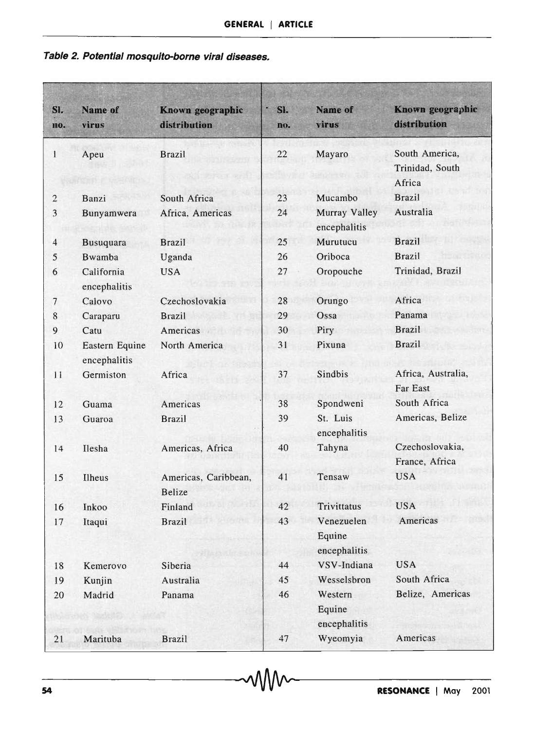**Table 2. Potential mosquito-borne viral diseases.**

| Sl. no. | Name of virus | Known geographic distribution | Sl. no. | Name of virus | Known geographic distribution |
|---|---|---|---|---|---|
| 1 | Apeu | Brazil | 22 | Mayaro | South America, Trinidad, South Africa |
| 2 | Banzi | South Africa | 23 | Mucambo | Brazil |
| 3 | Bunyamwera | Africa, Americas | 24 | Murray Valley encephalitis | Australia |
| 4 | Busuquara | Brazil | 25 | Murutucu | Brazil |
| 5 | Bwamba | Uganda | 26 | Oriboca | Brazil |
| 6 | California encephalitis | USA | 27 | Oropouche | Trinidad, Brazil |
| 7 | Calovo | Czechoslovakia | 28 | Orungo | Africa |
| 8 | Caraparu | Brazil | 29 | Ossa | Panama |
| 9 | Catu | Americas | 30 | Piry | Brazil |
| 10 | Eastern Equine encephalitis | North America | 31 | Pixuna | Brazil |
| 11 | Germiston | Africa | 37 | Sindbis | Africa, Australia, Far East |
| 12 | Guama | Americas | 38 | Spondweni | South Africa |
| 13 | Guaroa | Brazil | 39 | St. Luis encephalitis | Americas, Belize |
| 14 | Ilesha | Americas, Africa | 40 | Tahyna | Czechoslovakia, France, Africa |
| 15 | Ilheus | Americas, Caribbean, Belize | 41 | Tensaw | USA |
| 16 | Inkoo | Finland | 42 | Trivittatus | USA |
| 17 | Itaqui | Brazil | 43 | Venezuelen Equine encephalitis | Americas |
| 18 | Kemerovo | Siberia | 44 | VSV-Indiana | USA |
| 19 | Kunjin | Australia | 45 | Wesselsbron | South Africa |
| 20 | Madrid | Panama | 46 | Western Equine encephalitis | Belize, Americas |
| 21 | Marituba | Brazil | 47 | Wyeomyia | Americas |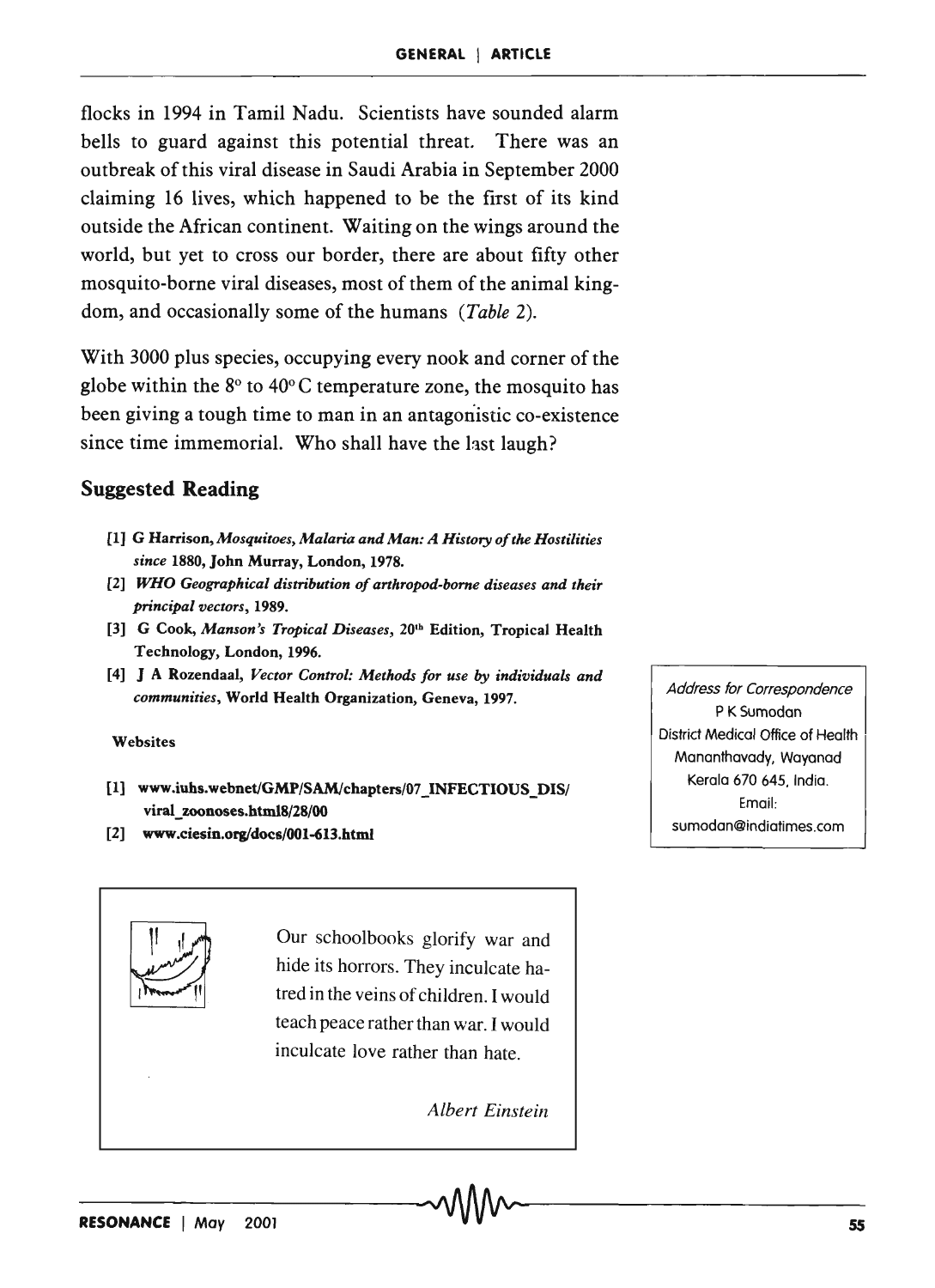flocks in 1994 in Tamil Nadu. Scientists have sounded alarm bells to guard against this potential threat. There was an outbreak of this viral disease in Saudi Arabia in September 2000 claiming 16 lives, which happened to be the first of its kind outside the African continent. Waiting on the wings around the world, but yet to cross our border, there are about fifty other mosquito-borne viral diseases, most of them of the animal kingdom, and occasionally some of the humans (*Table* 2).

With 3000 plus species, occupying every nook and corner of the globe within the 8° to 40° C temperature zone, the mosquito has been giving a tough time to man in an antagonistic co-existence since time immemorial. Who shall have the last laugh?

## Suggested Reading

[1] G Harrison, *Mosquitoes, Malaria and Man: A History of the Hostilities since 1880*, John Murray, London, 1978.

[2] *WHO Geographical distribution of arthropod-borne diseases and their principal vectors*, 1989.

[3] G Cook, *Manson's Tropical Diseases*, 20th Edition, Tropical Health Technology, London, 1996.

[4] J A Rozendaal, *Vector Control: Methods for use by individuals and communities*, World Health Organization, Geneva, 1997.

**Websites**

[1] www.iuhs.webnet/GMP/SAM/chapters/07_INFECTIOUS_DIS/viral_zoonoses.html8/28/00

[2] www.ciesin.org/docs/001-613.html

*Address for Correspondence*
P K Sumodan
District Medical Office of Health
Mananthavady, Wayanad
Kerala 670 645, India.
Email: sumodan@indiatimes.com

Our schoolbooks glorify war and hide its horrors. They inculcate hatred in the veins of children. I would teach peace rather than war. I would inculcate love rather than hate.

*Albert Einstein*